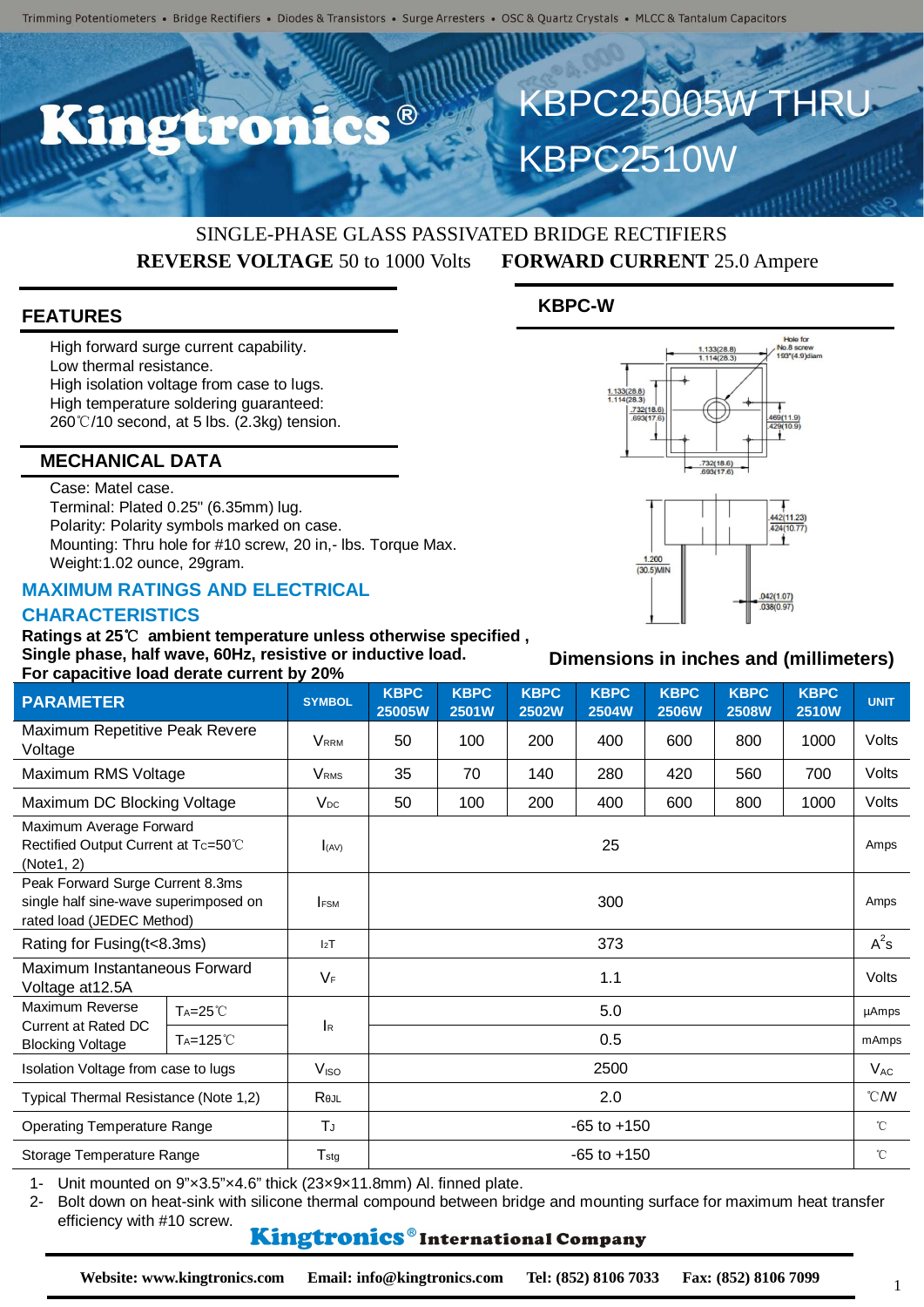Trimming Potentiometers • Bridge Rectifiers • Diodes & Transistors • Surge Arresters • OSC & Quartz Crystals • MLCC & Tantalum Capacitors

# Kingtronics®

# KBPC25005W THRU KBPC2510W

SINGLE-PHASE GLASS PASSIVATED BRIDGE RECTIFIERS

**REVERSE VOLTAGE** 50 to 1000 Volts **FORWARD CURRENT** 25.0 Ampere

## FEATURES

- High forward surge current capability.
- Low thermal resistance.
- High isolation voltage from case to lugs.
- High temperature soldering guaranteed: 260℃/10 second, at 5 lbs. (2.3kg) tension.

## MECHANICAL DATA

- Case: Matel case.
- Terminal: Plated 0.25" (6.35mm) lug.
- Polarity: Polarity symbols marked on case.
- Mounting: Thru hole for #10 screw, 20 in,- lbs. Torque Max.
- Weight:1.02 ounce, 29gram.

## KBPC-W

Hole for No.8 screw .193"(4.9)diam

1.133(28.8) 1.114(28.3)

.732(18.6) .693(17.6)

.469(11.9) .429(10.9)

.442(11.23) .424(10.77)

1.200 (30.5)MIN

.042(1.07) .038(0.97)

**Dimensions in inches and (millimeters)**

## MAXIMUM RATINGS AND ELECTRICAL CHARACTERISTICS

**Ratings at 25℃ ambient temperature unless otherwise specified ,**
**Single phase, half wave, 60Hz, resistive or inductive load.**
**For capacitive load derate current by 20%**

| PARAMETER | | SYMBOL | KBPC 25005W | KBPC 2501W | KBPC 2502W | KBPC 2504W | KBPC 2506W | KBPC 2508W | KBPC 2510W | UNIT |
|---|---|---|---|---|---|---|---|---|---|---|
| Maximum Repetitive Peak Revere Voltage | | $V_{RRM}$ | 50 | 100 | 200 | 400 | 600 | 800 | 1000 | Volts |
| Maximum RMS Voltage | | $V_{RMS}$ | 35 | 70 | 140 | 280 | 420 | 560 | 700 | Volts |
| Maximum DC Blocking Voltage | | $V_{DC}$ | 50 | 100 | 200 | 400 | 600 | 800 | 1000 | Volts |
| Maximum Average Forward Rectified Output Current at $T_C$=50℃ (Note1, 2) | | $I_{(AV)}$ | 25 | | | | | | | Amps |
| Peak Forward Surge Current 8.3ms single half sine-wave superimposed on rated load (JEDEC Method) | | $I_{FSM}$ | 300 | | | | | | | Amps |
| Rating for Fusing(t<8.3ms) | | $I^2T$ | 373 | | | | | | | $A^2s$ |
| Maximum Instantaneous Forward Voltage at12.5A | | $V_F$ | 1.1 | | | | | | | Volts |
| Maximum Reverse Current at Rated DC Blocking Voltage | $T_A$=25℃ | $I_R$ | 5.0 | | | | | | | μAmps |
| | $T_A$=125℃ | | 0.5 | | | | | | | mAmps |
| Isolation Voltage from case to lugs | | $V_{ISO}$ | 2500 | | | | | | | $V_{AC}$ |
| Typical Thermal Resistance (Note 1,2) | | $R_{θJL}$ | 2.0 | | | | | | | ℃/W |
| Operating Temperature Range | | $T_J$ | -65 to +150 | | | | | | | ℃ |
| Storage Temperature Range | | $T_{stg}$ | -65 to +150 | | | | | | | ℃ |

1- Unit mounted on 9"×3.5"×4.6" thick (23×9×11.8mm) Al. finned plate.
2- Bolt down on heat-sink with silicone thermal compound between bridge and mounting surface for maximum heat transfer efficiency with #10 screw.

**Kingtronics® International Company**

**Website: www.kingtronics.com Email: info@kingtronics.com Tel: (852) 8106 7033 Fax: (852) 8106 7099**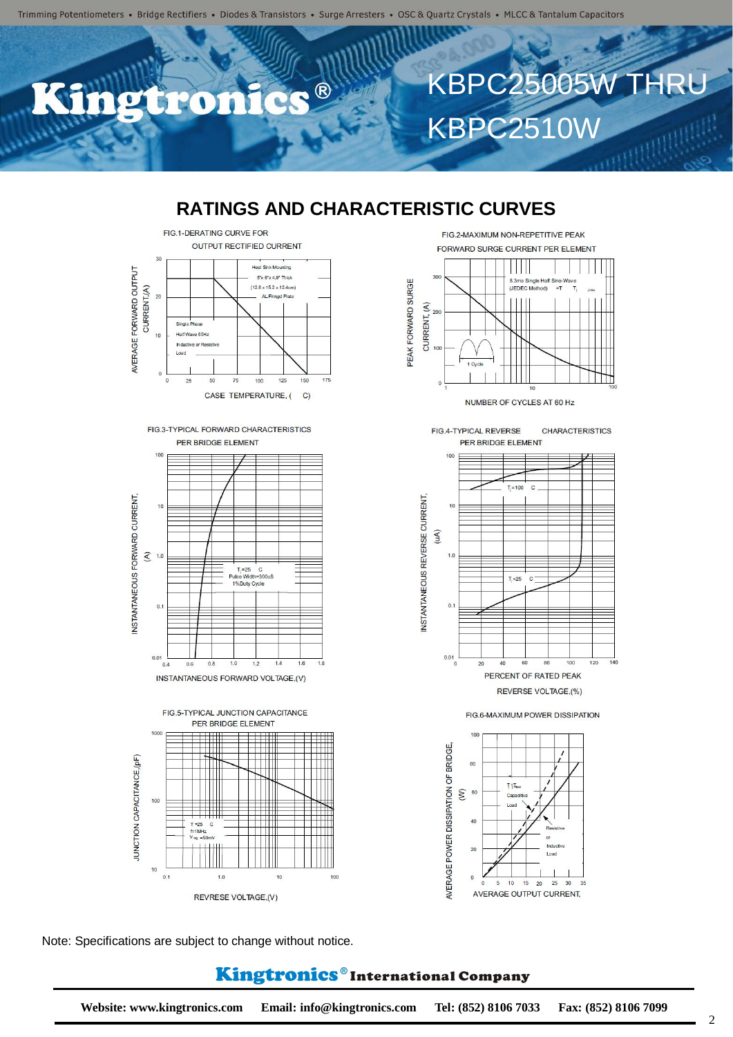Trimming Potentiometers • Bridge Rectifiers • Diodes & Transistors • Surge Arresters • OSC & Quartz Crystals • MLCC & Tantalum Capacitors

# Kingtronics®

# KBPC25005W THRU KBPC2510W

## RATINGS AND CHARACTERISTIC CURVES

FIG.1-DERATING CURVE FOR OUTPUT RECTIFIED CURRENT

AVERAGE FORWARD OUTPUT CURRENT,(A)

30
20
10
0

Heat Sink Mounting
5"x 6"x 4.9" Thick
(12.8 x 15.2 x 12.4cm)
AL Finned Plate

Single Phase
Half Wave 60Hz
Inductive or Resistive
Load

0 25 50 75 100 125 150 175

CASE TEMPERATURE, ( C)

FIG.2-MAXIMUM NON-REPETITIVE PEAK FORWARD SURGE CURRENT PER ELEMENT

PEAK FORWARD SURGE CURRENT, (A)

300
200
100
0

8.3ms Single Half Sine-Wave
(JEDEC Method) =T $T_{j max}$

1 Cycle

1 10 100

NUMBER OF CYCLES AT 60 Hz

FIG.3-TYPICAL FORWARD CHARACTERISTICS PER BRIDGE ELEMENT

INSTANTANEOUS FORWARD CURRENT, (A)

100
10
1.0
0.1
0.01

$T_j$=25 C
Pulse Width=300uS
1%Duty Cycle

0.4 0.6 0.8 1.0 1.2 1.4 1.6 1.8

INSTANTANEOUS FORWARD VOLTAGE,(V)

FIG.4-TYPICAL REVERSE CHARACTERISTICS PER BRIDGE ELEMENT

INSTANTANEOUS REVERSE CURRENT, (uA)

100
10
1.0
0.1
0.01

$T_j$=100 C

$T_j$=25 C

0 20 40 60 80 100 120 140

PERCENT OF RATED PEAK REVERSE VOLTAGE,(%)

FIG.5-TYPICAL JUNCTION CAPACITANCE PER BRIDGE ELEMENT

JUNCTION CAPACITANCE,(pF)

1000
100
10

T =25 C
f=1MHz
$V_{sig}$ =50mV

0.1 1.0 10 100

REVRESE VOLTAGE,(V)

FIG.6-MAXIMUM POWER DISSIPATION

AVERAGE POWER DISSIPATION OF BRIDGE, (W)

100
80
60
40
20
0

$T_j$=$T_{jmax}$
Capacitive
Load

Resistive
or
Inductive
Load

0 5 10 15 20 25 30 35

AVERAGE OUTPUT CURRENT,

Note: Specifications are subject to change without notice.

**Kingtronics® International Company**

**Website: www.kingtronics.com Email: info@kingtronics.com Tel: (852) 8106 7033 Fax: (852) 8106 7099**